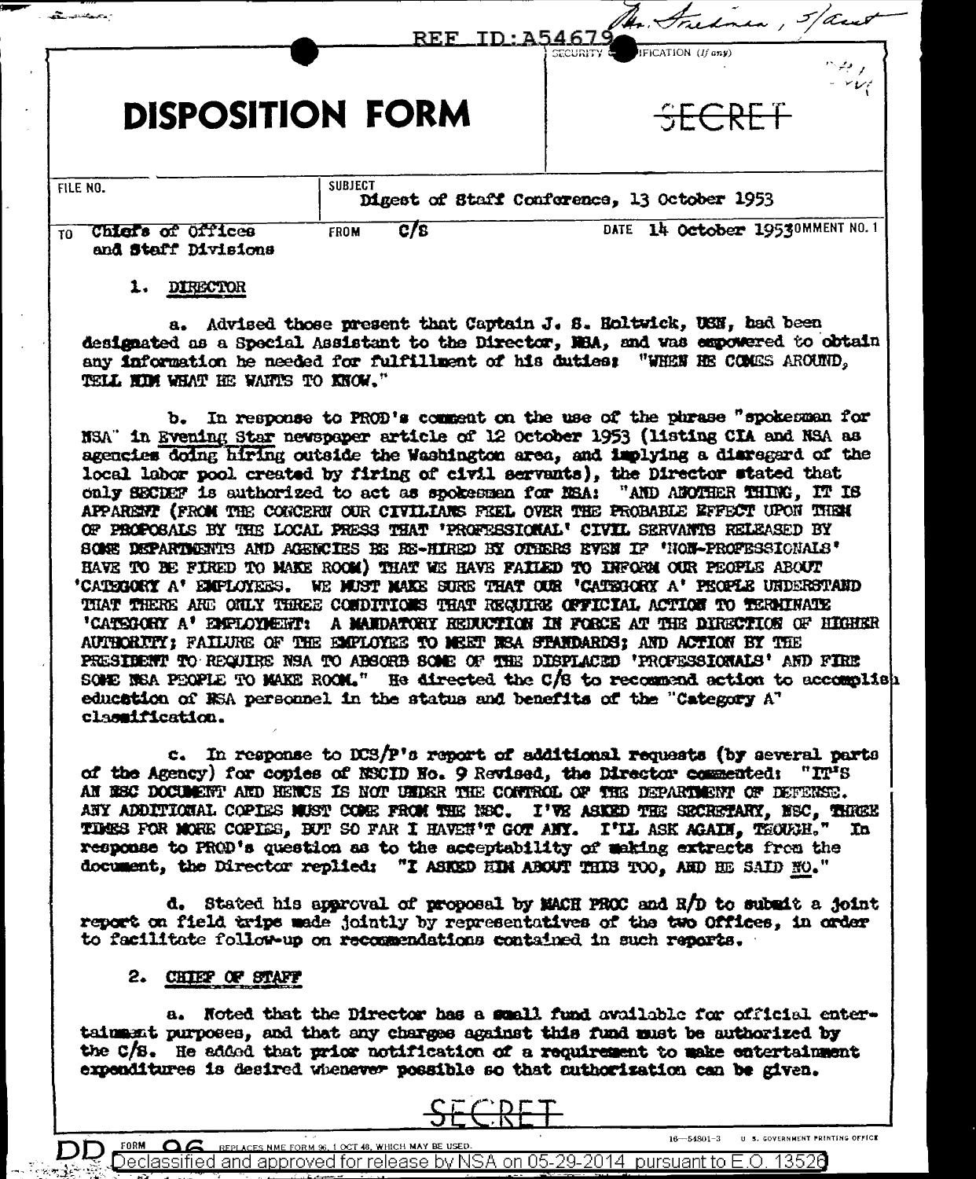REF ID:A54679

Mr. Friedman, S/Asst

SECURITY CLASSIFICATION (If any)

# DISPOSITION FORM

SECRET

| FILE NO. | SUBJECT: Digest of Staff Conference, 13 October 1953 | |
|---|---|---|
| TO Chiefs of Offices and Staff Divisions | FROM C/S | DATE 14 October 1953 COMMENT NO. 1 |

1. DIRECTOR

a. Advised those present that Captain J. S. Holtwick, USN, had been designated as a Special Assistant to the Director, NSA, and was empowered to obtain any information he needed for fulfillment of his duties: "WHEN HE COMES AROUND, TELL HIM WHAT HE WANTS TO KNOW."

b. In response to PROD's comment on the use of the phrase "spokesman for NSA" in Evening Star newspaper article of 12 October 1953 (listing CIA and NSA as agencies doing hiring outside the Washington area, and implying a disregard of the local labor pool created by firing of civil servants), the Director stated that only SECDEF is authorized to act as spokesman for NSA: "AND ANOTHER THING, IT IS APPARENT (FROM THE CONCERN OUR CIVILIANS FEEL OVER THE PROBABLE EFFECT UPON THEM OF PROPOSALS BY THE LOCAL PRESS THAT 'PROFESSIONAL' CIVIL SERVANTS RELEASED BY SOME DEPARTMENTS AND AGENCIES BE RE-HIRED BY OTHERS EVEN IF 'NON-PROFESSIONALS' HAVE TO BE FIRED TO MAKE ROOM) THAT WE HAVE FAILED TO INFORM OUR PEOPLE ABOUT 'CATEGORY A' EMPLOYEES. WE MUST MAKE SURE THAT OUR 'CATEGORY A' PEOPLE UNDERSTAND THAT THERE ARE ONLY THREE CONDITIONS THAT REQUIRE OFFICIAL ACTION TO TERMINATE 'CATEGORY A' EMPLOYMENT: A MANDATORY REDUCTION IN FORCE AT THE DIRECTION OF HIGHER AUTHORITY; FAILURE OF THE EMPLOYEE TO MEET NSA STANDARDS; AND ACTION BY THE PRESIDENT TO REQUIRE NSA TO ABSORB SOME OF THE DISPLACED 'PROFESSIONALS' AND FIRE SOME NSA PEOPLE TO MAKE ROOM." He directed the C/S to recommend action to accomplish education of NSA personnel in the status and benefits of the "Category A" classification.

c. In response to DCS/P's report of additional requests (by several parts of the Agency) for copies of NSCID No. 9 Revised, the Director commented: "IT'S AN NSC DOCUMENT AND HENCE IS NOT UNDER THE CONTROL OF THE DEPARTMENT OF DEFENSE. ANY ADDITIONAL COPIES MUST COME FROM THE NSC. I'VE ASKED THE SECRETARY, NSC, THREE TIMES FOR MORE COPIES, BUT SO FAR I HAVEN'T GOT ANY. I'LL ASK AGAIN, THOUGH." In response to PROD's question as to the acceptability of making extracts from the document, the Director replied: "I ASKED HIM ABOUT THIS TOO, AND HE SAID NO."

d. Stated his approval of proposal by MACH PROC and R/D to submit a joint report on field trips made jointly by representatives of the two Offices, in order to facilitate follow-up on recommendations contained in such reports.

2. CHIEF OF STAFF

a. Noted that the Director has a small fund available for official entertainment purposes, and that any charges against this fund must be authorized by the C/S. He added that prior notification of a requirement to make entertainment expenditures is desired whenever possible so that authorization can be given.

SECRET

DD FORM 96 REPLACES NME FORM 96, 1 OCT 48, WHICH MAY BE USED.

Declassified and approved for release by NSA on 05-29-2014 pursuant to E.O. 13526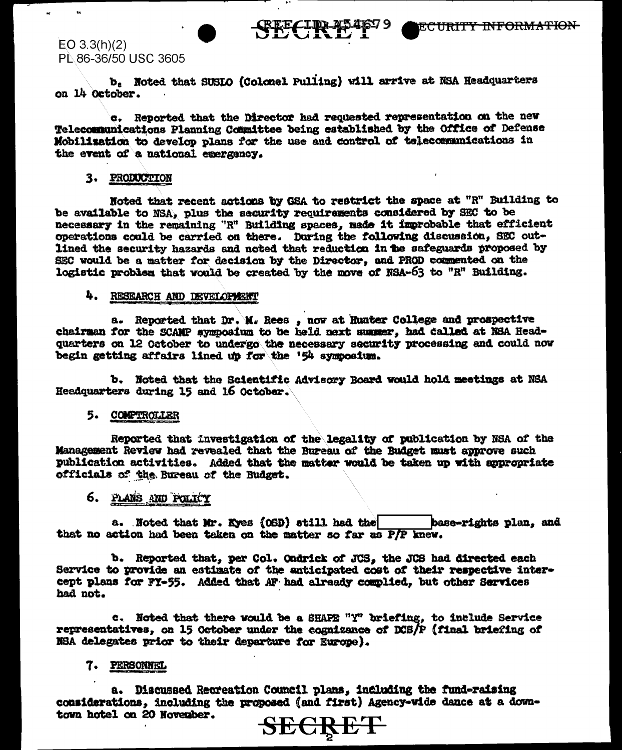EO 3.3(h)(2)
PL 86-36/50 USC 3605

b. Noted that SUSLO (Colonel Puliing) will arrive at NSA Headquarters on 14 October.

c. Reported that the Director had requested representation on the new Telecommunications Planning Committee being established by the Office of Defense Mobilization to develop plans for the use and control of telecommunications in the event of a national emergency.

3. PRODUCTION

Noted that recent actions by GSA to restrict the space at "R" Building to be available to NSA, plus the security requirements considered by SEC to be necessary in the remaining "R" Building spaces, made it improbable that efficient operations could be carried on there. During the following discussion, SEC outlined the security hazards and noted that reduction in the safeguards proposed by SEC would be a matter for decision by the Director, and PROD commented on the logistic problem that would be created by the move of NSA-63 to "R" Building.

4. RESEARCH AND DEVELOPMENT

a. Reported that Dr. M. Rees , now at Hunter College and prospective chairman for the SCAMP symposium to be held next summer, had called at NSA Headquarters on 12 October to undergo the necessary security processing and could now begin getting affairs lined up for the '54 symposium.

b. Noted that the Scientific Advisory Board would hold meetings at NSA Headquarters during 15 and 16 October.

5. COMPTROLLER

Reported that investigation of the legality of publication by NSA of the Management Review had revealed that the Bureau of the Budget must approve such publication activities. Added that the matter would be taken up with appropriate officials of the Bureau of the Budget.

6. PLANS AND POLICY

a. Noted that Mr. Kyes (OSD) still had the [REDACTED] base-rights plan, and that no action had been taken on the matter so far as P/P knew.

b. Reported that, per Col. Ondrick of JCS, the JCS had directed each Service to provide an estimate of the anticipated cost of their respective intercept plans for FY-55. Added that AF had already complied, but other Services had not.

c. Noted that there would be a SHAPE "Y" briefing, to include Service representatives, on 15 October under the cognizance of DCS/P (final briefing of NSA delegates prior to their departure for Europe).

7. PERSONNEL

a. Discussed Recreation Council plans, including the fund-raising considerations, including the proposed (and first) Agency-wide dance at a downtown hotel on 20 November.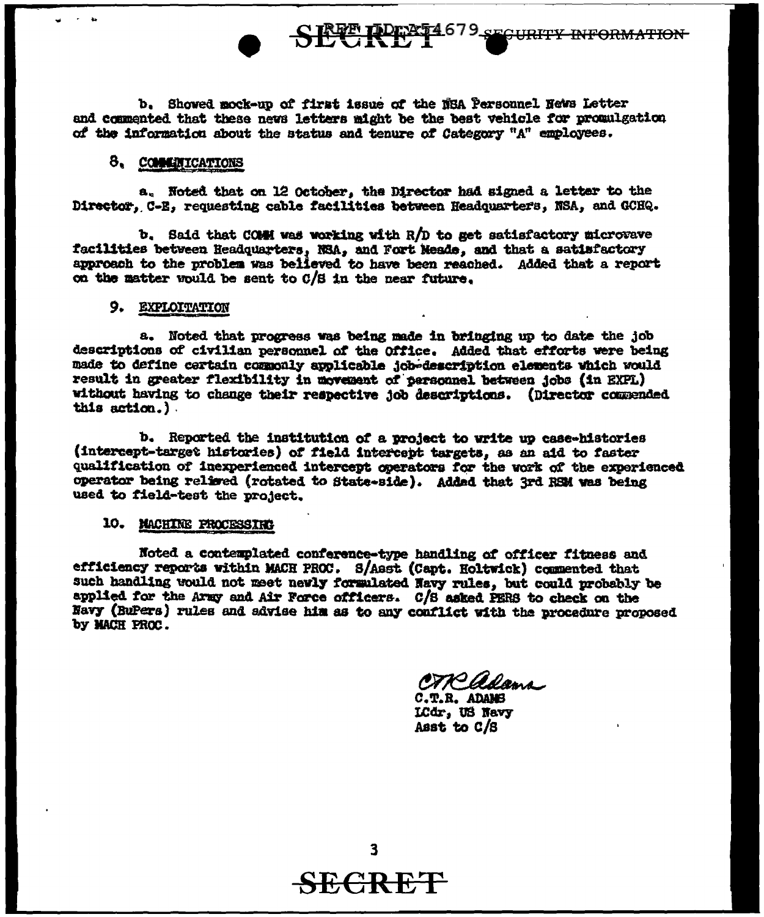b. Showed mock-up of first issue of the NSA Personnel News Letter and commented that these news letters might be the best vehicle for promulgation of the information about the status and tenure of Category "A" employees.

8. COMMUNICATIONS

a. Noted that on 12 October, the Director had signed a letter to the Director, C-E, requesting cable facilities between Headquarters, NSA, and GCHQ.

b. Said that COMM was working with R/D to get satisfactory microwave facilities between Headquarters, NSA, and Fort Meade, and that a satisfactory approach to the problem was believed to have been reached. Added that a report on the matter would be sent to C/S in the near future.

9. EXPLOITATION

a. Noted that progress was being made in bringing up to date the job descriptions of civilian personnel of the Office. Added that efforts were being made to define certain commonly applicable job-description elements which would result in greater flexibility in movement of personnel between jobs (in EXPL) without having to change their respective job descriptions. (Director commended this action.)

b. Reported the institution of a project to write up case-histories (intercept-target histories) of field intercept targets, as an aid to faster qualification of inexperienced intercept operators for the work of the experienced operator being relieved (rotated to State-side). Added that 3rd RSM was being used to field-test the project.

10. MACHINE PROCESSING

Noted a contemplated conference-type handling of officer fitness and efficiency reports within MACH PROC. S/Asst (Capt. Holtwick) commented that such handling would not meet newly formulated Navy rules, but could probably be applied for the Army and Air Force officers. C/S asked PERS to check on the Navy (BuPers) rules and advise him as to any conflict with the procedure proposed by MACH PROC.

C.T.R. Adams

C.T.R. ADAMS
LCdr, US Navy
Asst to C/S